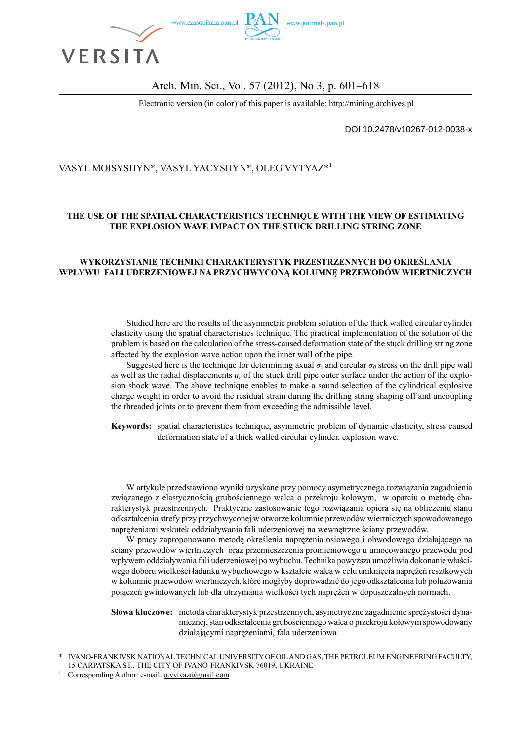DOI 10.2478/v10267-012-0038-x

VASYL MOISYSHYN*, VASYL YACYSHYN*, OLEG VYTYAZ*[1]

# THE USE OF THE SPATIAL CHARACTERISTICS TECHNIQUE WITH THE VIEW OF ESTIMATING THE EXPLOSION WAVE IMPACT ON THE STUCK DRILLING STRING ZONE

# WYKORZYSTANIE TECHNIKI CHARAKTERYSTYK PRZESTRZENNYCH DO OKREŚLANIA WPŁYWU FALI UDERZENIOWEJ NA PRZYCHWYCONĄ KOLUMNĘ PRZEWODÓW WIERTNICZYCH

Studied here are the results of the asymmetric problem solution of the thick walled circular cylinder elasticity using the spatial characteristics technique. The practical implementation of the solution of the problem is based on the calculation of the stress-caused deformation state of the stuck drilling string zone affected by the explosion wave action upon the inner wall of the pipe.

Suggested here is the technique for determining axual $\sigma_z$ and circular $\sigma_\theta$ stress on the drill pipe wall as well as the radial displacements $u_r$ of the stuck drill pipe outer surface under the action of the explosion shock wave. The above technique enables to make a sound selection of the cylindrical explosive charge weight in order to avoid the residual strain during the drilling string shaping off and uncoupling the threaded joints or to prevent them from exceeding the admissible level.

**Keywords:** spatial characteristics technique, asymmetric problem of dynamic elasticity, stress caused deformation state of a thick walled circular cylinder, explosion wave.

W artykule przedstawiono wyniki uzyskane przy pomocy asymetrycznego rozwiązania zagadnienia związanego z elastycznością grubościennego walca o przekroju kołowym, w oparciu o metodę charakterystyk przestrzennych. Praktyczne zastosowanie tego rozwiązania opiera się na obliczeniu stanu odkształcenia strefy przy przychwyconej w otworze kolumnie przewodów wiertniczych spowodowanego naprężeniami wskutek oddziaływania fali uderzeniowej na wewnętrzne ściany przewodów.

W pracy zaproponowano metodę określenia naprężenia osiowego i obwodowego działającego na ściany przewodów wiertniczych oraz przemieszczenia promieniowego u umocowanego przewodu pod wpływem oddziaływania fali uderzeniowej po wybuchu. Technika powyższa umożliwia dokonanie właściwego doboru wielkości ładunku wybuchowego w kształcie walca w celu uniknięcia naprężeń resztkowych w kolumnie przewodów wiertniczych, które mogłyby doprowadzić do jego odkształcenia lub poluzowania połączeń gwintowanych lub dla utrzymania wielkości tych naprężeń w dopuszczalnych normach.

**Słowa kluczowe:** metoda charakterystyk przestrzennych, asymetryczne zagadnienie sprężystości dynamicznej, stan odkształcenia grubościennego walca o przekroju kołowym spowodowany działającymi naprężeniami, fala uderzeniowa

---

\* IVANO-FRANKIVSK NATIONAL TECHNICAL UNIVERSITY OF OIL AND GAS, THE PETROLEUM ENGINEERING FACULTY, 15 CARPATSKA ST., THE CITY OF IVANO-FRANKIVSK 76019, UKRAINE

[1] Corresponding Author: e-mail: o.vytyaz@gmail.com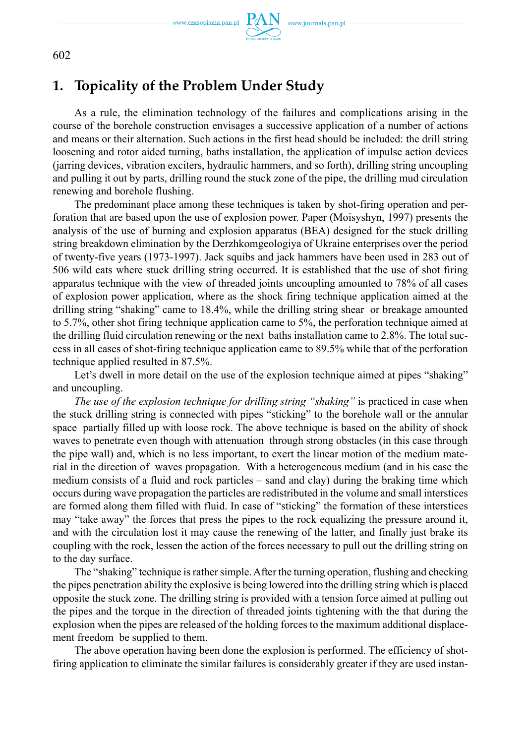## 1. Topicality of the Problem Under Study

As a rule, the elimination technology of the failures and complications arising in the course of the borehole construction envisages a successive application of a number of actions and means or their alternation. Such actions in the first head should be included: the drill string loosening and rotor aided turning, baths installation, the application of impulse action devices (jarring devices, vibration exciters, hydraulic hammers, and so forth), drilling string uncoupling and pulling it out by parts, drilling round the stuck zone of the pipe, the drilling mud circulation renewing and borehole flushing.

The predominant place among these techniques is taken by shot-firing operation and perforation that are based upon the use of explosion power. Paper (Moisyshyn, 1997) presents the analysis of the use of burning and explosion apparatus (BEA) designed for the stuck drilling string breakdown elimination by the Derzhkomgeologiya of Ukraine enterprises over the period of twenty-five years (1973-1997). Jack squibs and jack hammers have been used in 283 out of 506 wild cats where stuck drilling string occurred. It is established that the use of shot firing apparatus technique with the view of threaded joints uncoupling amounted to 78% of all cases of explosion power application, where as the shock firing technique application aimed at the drilling string "shaking" came to 18.4%, while the drilling string shear or breakage amounted to 5.7%, other shot firing technique application came to 5%, the perforation technique aimed at the drilling fluid circulation renewing or the next baths installation came to 2.8%. The total success in all cases of shot-firing technique application came to 89.5% while that of the perforation technique applied resulted in 87.5%.

Let's dwell in more detail on the use of the explosion technique aimed at pipes "shaking" and uncoupling.

*The use of the explosion technique for drilling string "shaking"* is practiced in case when the stuck drilling string is connected with pipes "sticking" to the borehole wall or the annular space partially filled up with loose rock. The above technique is based on the ability of shock waves to penetrate even though with attenuation through strong obstacles (in this case through the pipe wall) and, which is no less important, to exert the linear motion of the medium material in the direction of waves propagation. With a heterogeneous medium (and in his case the medium consists of a fluid and rock particles – sand and clay) during the braking time which occurs during wave propagation the particles are redistributed in the volume and small interstices are formed along them filled with fluid. In case of "sticking" the formation of these interstices may "take away" the forces that press the pipes to the rock equalizing the pressure around it, and with the circulation lost it may cause the renewing of the latter, and finally just brake its coupling with the rock, lessen the action of the forces necessary to pull out the drilling string on to the day surface.

The "shaking" technique is rather simple. After the turning operation, flushing and checking the pipes penetration ability the explosive is being lowered into the drilling string which is placed opposite the stuck zone. The drilling string is provided with a tension force aimed at pulling out the pipes and the torque in the direction of threaded joints tightening with the that during the explosion when the pipes are released of the holding forces to the maximum additional displacement freedom be supplied to them.

The above operation having been done the explosion is performed. The efficiency of shot-firing application to eliminate the similar failures is considerably greater if they are used instan-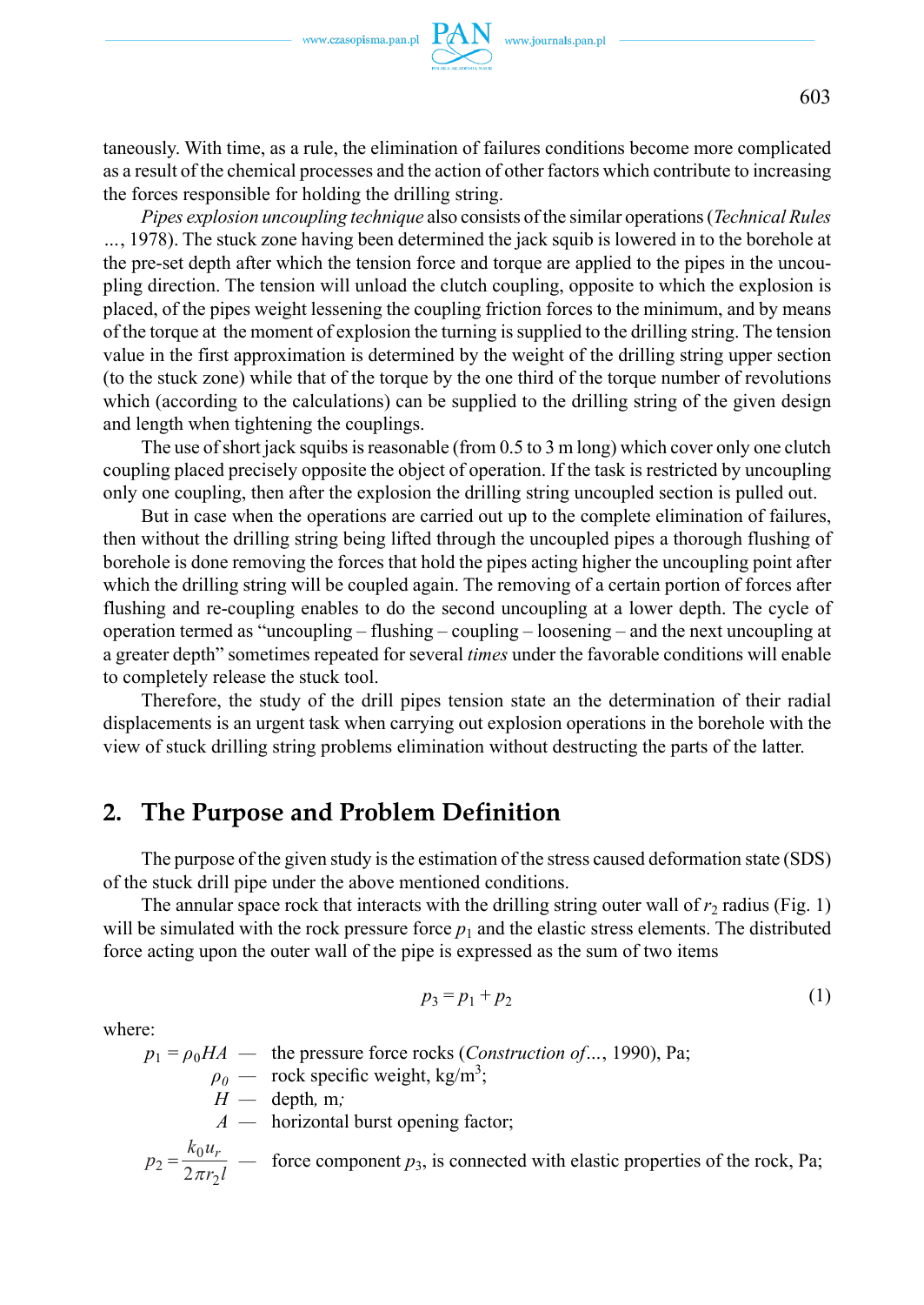taneously. With time, as a rule, the elimination of failures conditions become more complicated as a result of the chemical processes and the action of other factors which contribute to increasing the forces responsible for holding the drilling string.

*Pipes explosion uncoupling technique* also consists of the similar operations (*Technical Rules* ..., 1978). The stuck zone having been determined the jack squib is lowered in to the borehole at the pre-set depth after which the tension force and torque are applied to the pipes in the uncoupling direction. The tension will unload the clutch coupling, opposite to which the explosion is placed, of the pipes weight lessening the coupling friction forces to the minimum, and by means of the torque at the moment of explosion the turning is supplied to the drilling string. The tension value in the first approximation is determined by the weight of the drilling string upper section (to the stuck zone) while that of the torque by the one third of the torque number of revolutions which (according to the calculations) can be supplied to the drilling string of the given design and length when tightening the couplings.

The use of short jack squibs is reasonable (from 0.5 to 3 m long) which cover only one clutch coupling placed precisely opposite the object of operation. If the task is restricted by uncoupling only one coupling, then after the explosion the drilling string uncoupled section is pulled out.

But in case when the operations are carried out up to the complete elimination of failures, then without the drilling string being lifted through the uncoupled pipes a thorough flushing of borehole is done removing the forces that hold the pipes acting higher the uncoupling point after which the drilling string will be coupled again. The removing of a certain portion of forces after flushing and re-coupling enables to do the second uncoupling at a lower depth. The cycle of operation termed as "uncoupling – flushing – coupling – loosening – and the next uncoupling at a greater depth" sometimes repeated for several *times* under the favorable conditions will enable to completely release the stuck tool.

Therefore, the study of the drill pipes tension state an the determination of their radial displacements is an urgent task when carrying out explosion operations in the borehole with the view of stuck drilling string problems elimination without destructing the parts of the latter.

## 2. The Purpose and Problem Definition

The purpose of the given study is the estimation of the stress caused deformation state (SDS) of the stuck drill pipe under the above mentioned conditions.

The annular space rock that interacts with the drilling string outer wall of $r_2$ radius (Fig. 1) will be simulated with the rock pressure force $p_1$ and the elastic stress elements. The distributed force acting upon the outer wall of the pipe is expressed as the sum of two items

$$p_3 = p_1 + p_2 \tag{1}$$

where:

- $p_1 = \rho_0 H A$ — the pressure force rocks (*Construction of*..., 1990), Pa;
- $\rho_0$ — rock specific weight, kg/m$^3$;
- $H$ — depth, m;
- $A$ — horizontal burst opening factor;
- $p_2 = \dfrac{k_0 u_r}{2\pi r_2 l}$ — force component $p_3$, is connected with elastic properties of the rock, Pa;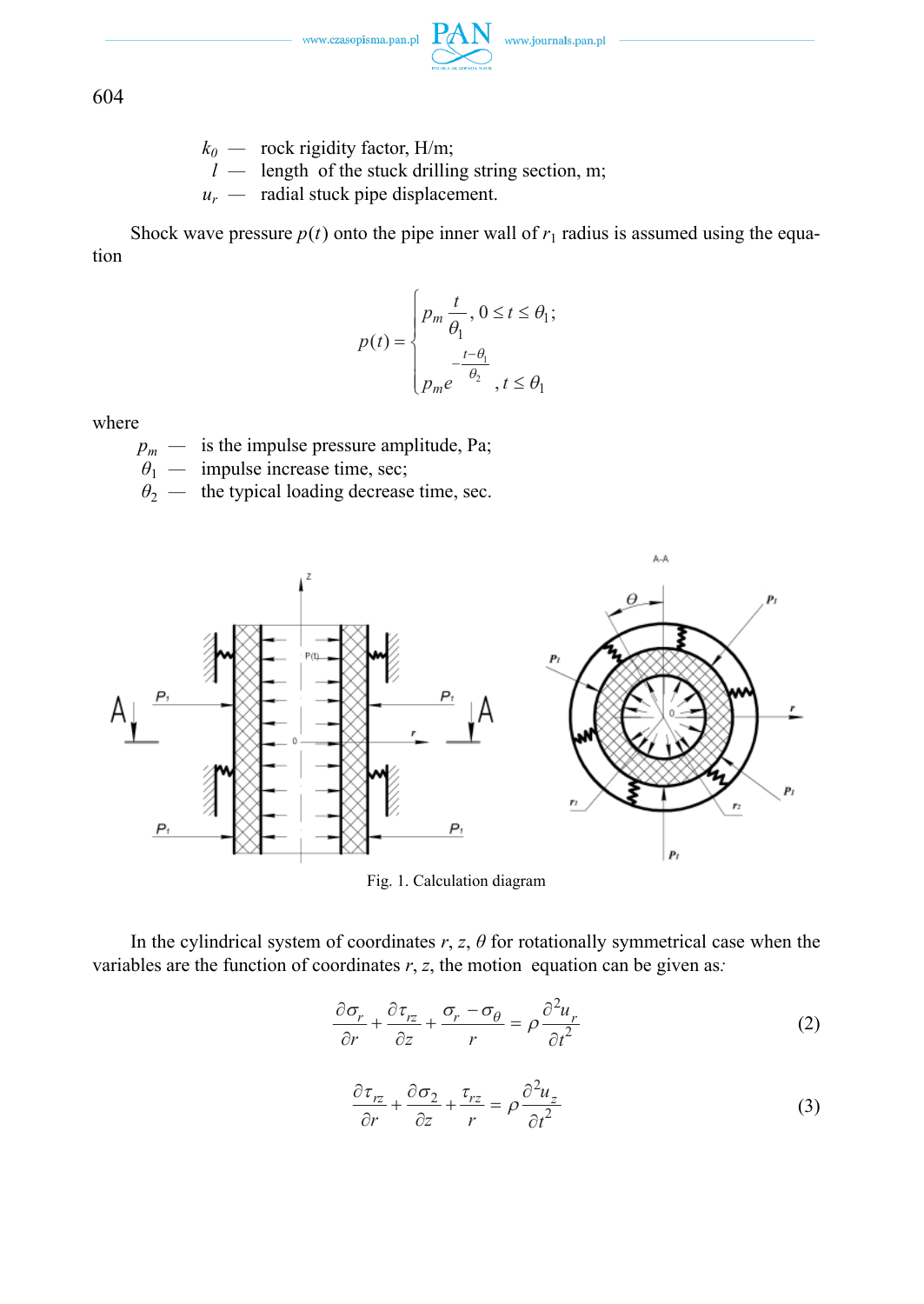$k_0$ — rock rigidity factor, H/m;
$l$ — length of the stuck drilling string section, m;
$u_r$ — radial stuck pipe displacement.

Shock wave pressure $p(t)$ onto the pipe inner wall of $r_1$ radius is assumed using the equation

$$p(t) = \begin{cases} p_m \dfrac{t}{\theta_1}, \; 0 \le t \le \theta_1; \\ p_m e^{-\frac{t-\theta_1}{\theta_2}}, \; t \le \theta_1 \end{cases}$$

where

$p_m$ — is the impulse pressure amplitude, Pa;
$\theta_1$ — impulse increase time, sec;
$\theta_2$ — the typical loading decrease time, sec.

z
P(t)
A
P1
P1
A
0
r
P1
P1

A-A
θ
P1
P1
r
0
P1
r1
r2
P1

Fig. 1. Calculation diagram

In the cylindrical system of coordinates $r$, $z$, $\theta$ for rotationally symmetrical case when the variables are the function of coordinates $r$, $z$, the motion equation can be given as:

$$\frac{\partial \sigma_r}{\partial r} + \frac{\partial \tau_{rz}}{\partial z} + \frac{\sigma_r - \sigma_\theta}{r} = \rho \frac{\partial^2 u_r}{\partial t^2} \tag{2}$$

$$\frac{\partial \tau_{rz}}{\partial r} + \frac{\partial \sigma_2}{\partial z} + \frac{\tau_{rz}}{r} = \rho \frac{\partial^2 u_z}{\partial t^2} \tag{3}$$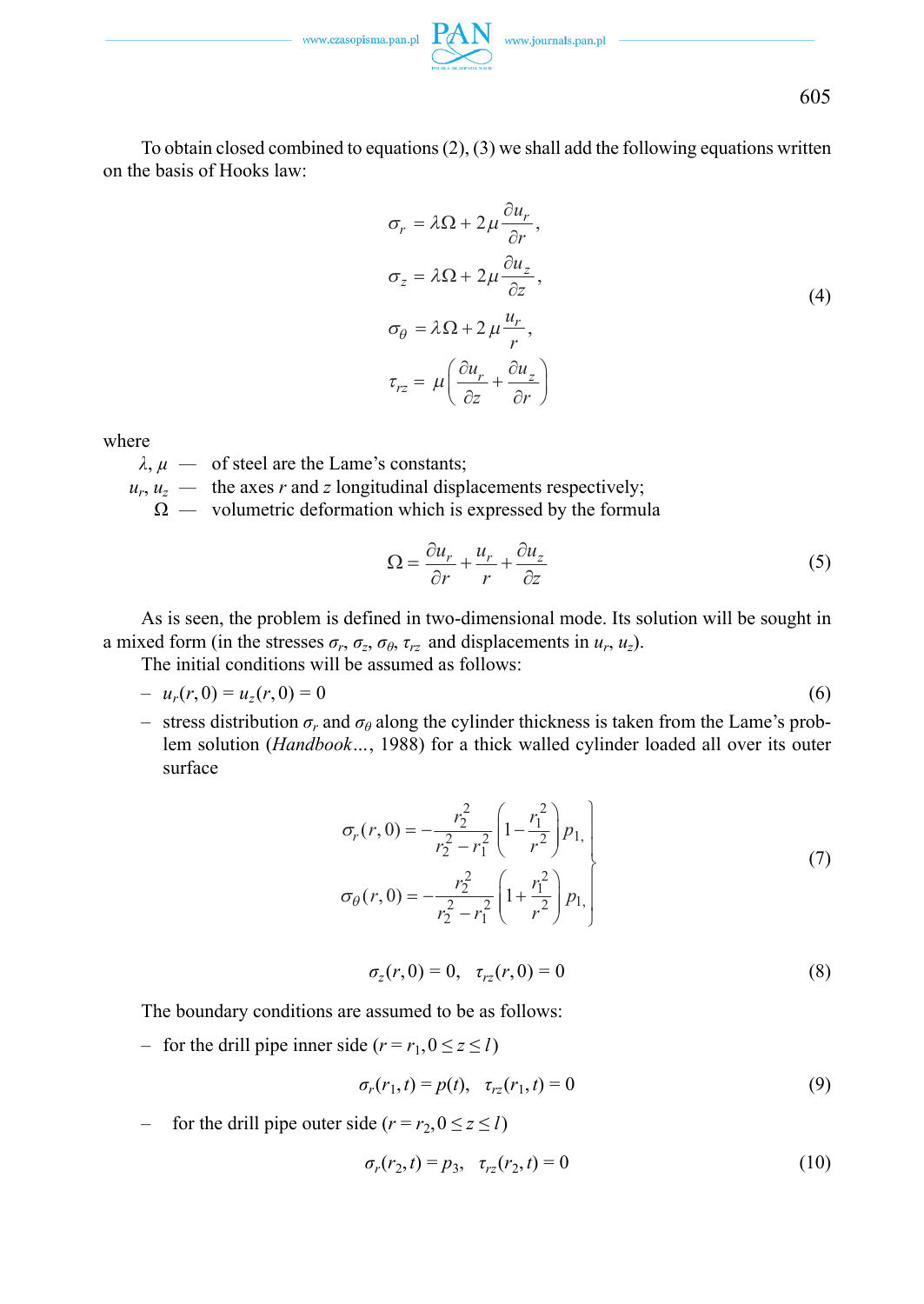To obtain closed combined to equations (2), (3) we shall add the following equations written on the basis of Hooks law:

$$
\begin{aligned}
\sigma_r &= \lambda\Omega + 2\mu\frac{\partial u_r}{\partial r},\\
\sigma_z &= \lambda\Omega + 2\mu\frac{\partial u_z}{\partial z},\\
\sigma_\theta &= \lambda\Omega + 2\mu\frac{u_r}{r},\\
\tau_{rz} &= \mu\left(\frac{\partial u_r}{\partial z} + \frac{\partial u_z}{\partial r}\right)
\end{aligned}
\tag{4}
$$

where

$\lambda$, $\mu$ — of steel are the Lame's constants;

$u_r$, $u_z$ — the axes $r$ and $z$ longitudinal displacements respectively;

$\Omega$ — volumetric deformation which is expressed by the formula

$$
\Omega = \frac{\partial u_r}{\partial r} + \frac{u_r}{r} + \frac{\partial u_z}{\partial z}
\tag{5}
$$

As is seen, the problem is defined in two-dimensional mode. Its solution will be sought in a mixed form (in the stresses $\sigma_r$, $\sigma_z$, $\sigma_\theta$, $\tau_{rz}$ and displacements in $u_r$, $u_z$).

The initial conditions will be assumed as follows:

– $u_r(r,0) = u_z(r,0) = 0$ (6)

– stress distribution $\sigma_r$ and $\sigma_\theta$ along the cylinder thickness is taken from the Lame's problem solution (*Handbook*..., 1988) for a thick walled cylinder loaded all over its outer surface

$$
\left.
\begin{aligned}
\sigma_r(r,0) &= -\frac{r_2^2}{r_2^2 - r_1^2}\left(1 - \frac{r_1^2}{r^2}\right)p_1,\\
\sigma_\theta(r,0) &= -\frac{r_2^2}{r_2^2 - r_1^2}\left(1 + \frac{r_1^2}{r^2}\right)p_1,
\end{aligned}
\right\}
\tag{7}
$$

$$
\sigma_z(r,0) = 0, \quad \tau_{rz}(r,0) = 0
\tag{8}
$$

The boundary conditions are assumed to be as follows:

– for the drill pipe inner side ($r = r_1, 0 \le z \le l$)

$$
\sigma_r(r_1,t) = p(t), \quad \tau_{rz}(r_1,t) = 0
\tag{9}
$$

– for the drill pipe outer side ($r = r_2, 0 \le z \le l$)

$$
\sigma_r(r_2,t) = p_3, \quad \tau_{rz}(r_2,t) = 0
\tag{10}
$$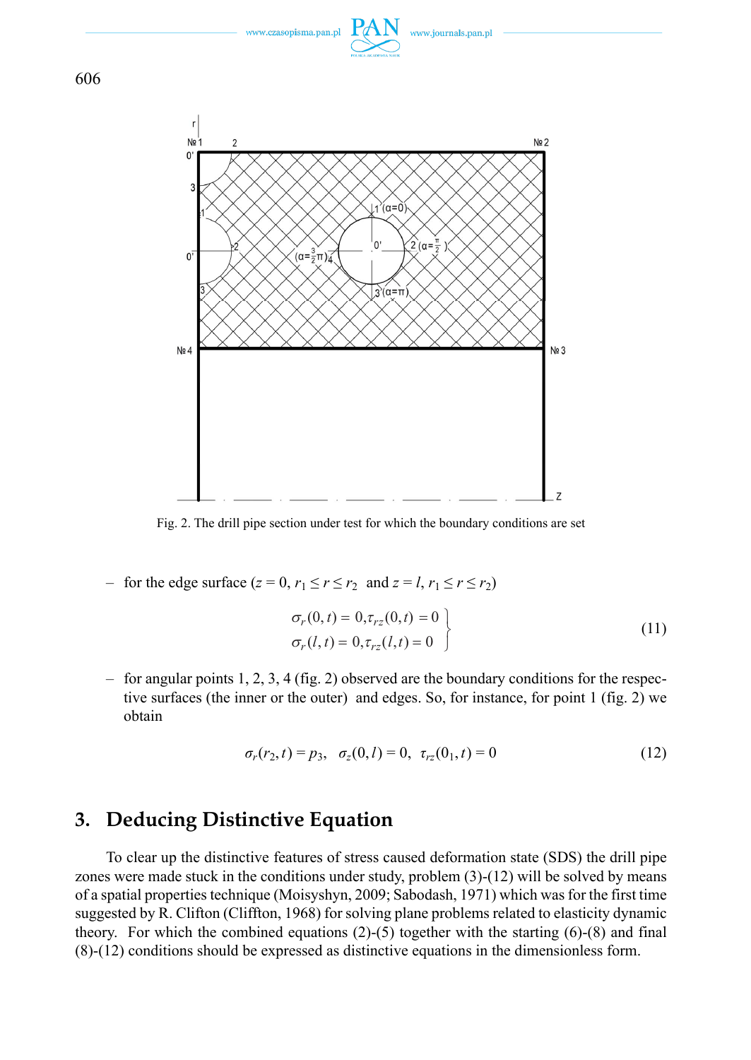r

№ 1

2

№ 2

0'

3

1

0'

2

3

1 (α=0)

0'

2 (α=π/2)

(α=3/2π) 4

3 (α=π)

№ 4

№ 3

z

Fig. 2. The drill pipe section under test for which the boundary conditions are set

– for the edge surface ($z = 0$, $r_1 \leq r \leq r_2$ and $z = l$, $r_1 \leq r \leq r_2$)

$$\left.\begin{aligned} \sigma_r(0,t) &= 0, \tau_{rz}(0,t) = 0 \\ \sigma_r(l,t) &= 0, \tau_{rz}(l,t) = 0 \end{aligned}\right\} \tag{11}$$

– for angular points 1, 2, 3, 4 (fig. 2) observed are the boundary conditions for the respective surfaces (the inner or the outer) and edges. So, for instance, for point 1 (fig. 2) we obtain

$$\sigma_r(r_2,t) = p_3, \quad \sigma_z(0,l) = 0, \quad \tau_{rz}(0_1,t) = 0 \tag{12}$$

## 3. Deducing Distinctive Equation

To clear up the distinctive features of stress caused deformation state (SDS) the drill pipe zones were made stuck in the conditions under study, problem (3)-(12) will be solved by means of a spatial properties technique (Moisyshyn, 2009; Sabodash, 1971) which was for the first time suggested by R. Clifton (Cliffton, 1968) for solving plane problems related to elasticity dynamic theory. For which the combined equations (2)-(5) together with the starting (6)-(8) and final (8)-(12) conditions should be expressed as distinctive equations in the dimensionless form.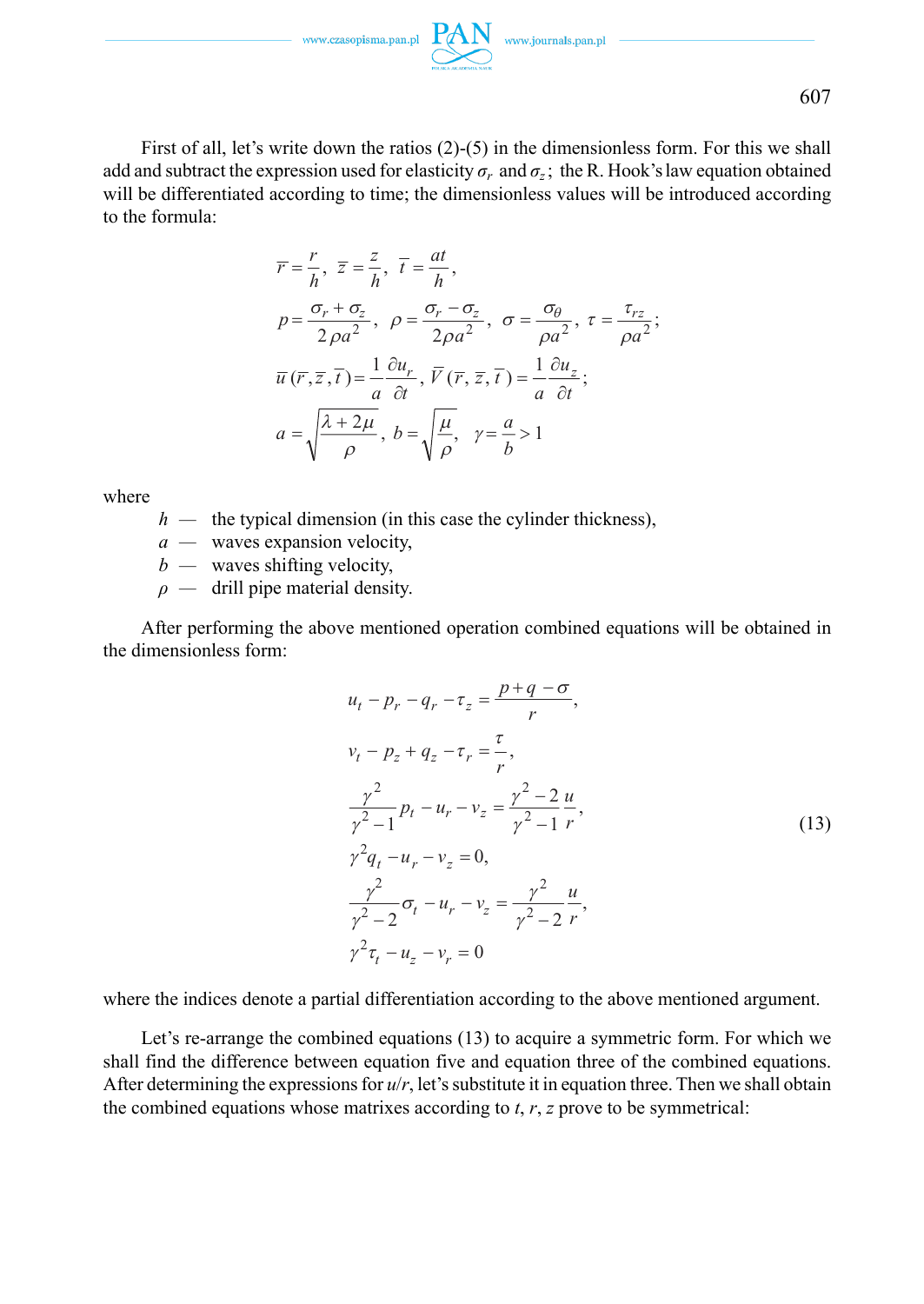First of all, let's write down the ratios (2)-(5) in the dimensionless form. For this we shall add and subtract the expression used for elasticity $\sigma_r$ and $\sigma_z$; the R. Hook's law equation obtained will be differentiated according to time; the dimensionless values will be introduced according to the formula:

$$
\begin{aligned}
&\overline{r} = \frac{r}{h},\ \ \overline{z} = \frac{z}{h},\ \ \overline{t} = \frac{at}{h},\\
&p = \frac{\sigma_r + \sigma_z}{2\rho a^2},\ \ \rho = \frac{\sigma_r - \sigma_z}{2\rho a^2},\ \ \sigma = \frac{\sigma_\theta}{\rho a^2},\ \ \tau = \frac{\tau_{rz}}{\rho a^2};\\
&\overline{u}\,(\overline{r}, \overline{z}, \overline{t}) = \frac{1}{a}\frac{\partial u_r}{\partial t},\ \overline{V}\,(\overline{r}, \overline{z}, \overline{t}) = \frac{1}{a}\frac{\partial u_z}{\partial t};\\
&a = \sqrt{\frac{\lambda + 2\mu}{\rho}},\ b = \sqrt{\frac{\mu}{\rho}},\ \ \gamma = \frac{a}{b} > 1
\end{aligned}
$$

where

- $h$ — the typical dimension (in this case the cylinder thickness),
- $a$ — waves expansion velocity,
- $b$ — waves shifting velocity,
- $\rho$ — drill pipe material density.

After performing the above mentioned operation combined equations will be obtained in the dimensionless form:

$$
\begin{aligned}
&u_t - p_r - q_r - \tau_z = \frac{p + q - \sigma}{r},\\
&v_t - p_z + q_z - \tau_r = \frac{\tau}{r},\\
&\frac{\gamma^2}{\gamma^2 - 1} p_t - u_r - v_z = \frac{\gamma^2 - 2}{\gamma^2 - 1}\frac{u}{r},\\
&\gamma^2 q_t - u_r - v_z = 0,\\
&\frac{\gamma^2}{\gamma^2 - 2}\sigma_t - u_r - v_z = \frac{\gamma^2}{\gamma^2 - 2}\frac{u}{r},\\
&\gamma^2 \tau_t - u_z - v_r = 0
\end{aligned}
\tag{13}
$$

where the indices denote a partial differentiation according to the above mentioned argument.

Let's re-arrange the combined equations (13) to acquire a symmetric form. For which we shall find the difference between equation five and equation three of the combined equations. After determining the expressions for $u/r$, let's substitute it in equation three. Then we shall obtain the combined equations whose matrixes according to $t$, $r$, $z$ prove to be symmetrical: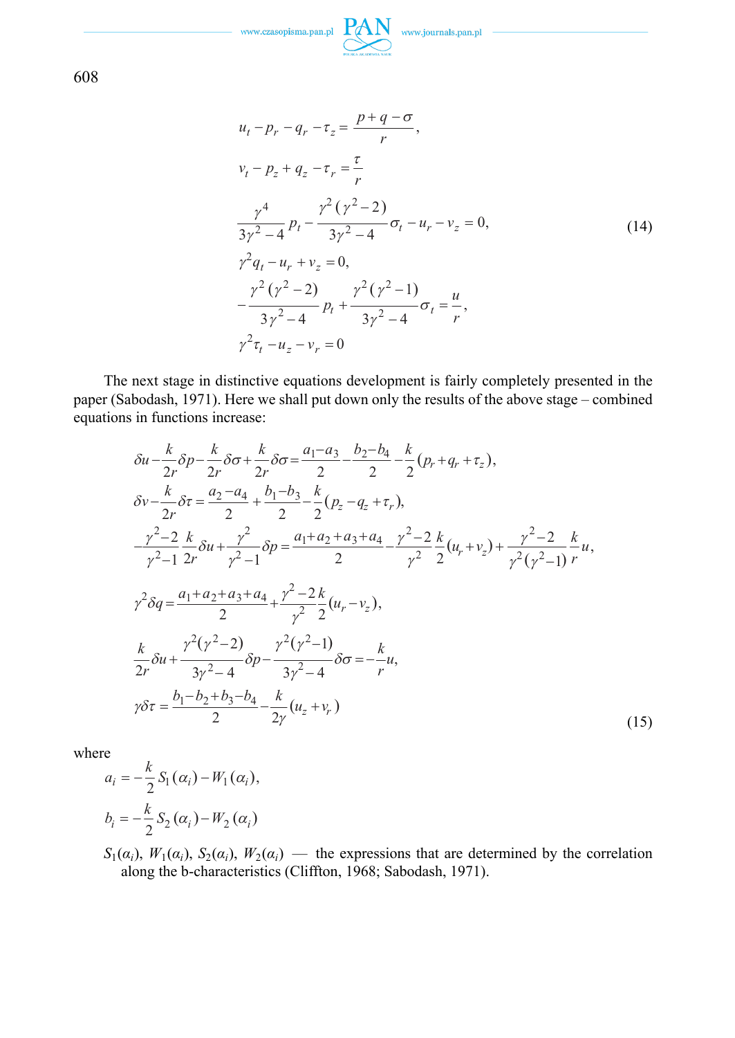$$
\begin{aligned}
&u_t - p_r - q_r - \tau_z = \frac{p+q-\sigma}{r},\\
&v_t - p_z + q_z - \tau_r = \frac{\tau}{r}\\
&\frac{\gamma^4}{3\gamma^2-4}\,p_t - \frac{\gamma^2(\gamma^2-2)}{3\gamma^2-4}\sigma_t - u_r - v_z = 0,\\
&\gamma^2 q_t - u_r + v_z = 0,\\
&-\frac{\gamma^2(\gamma^2-2)}{3\gamma^2-4}\,p_t + \frac{\gamma^2(\gamma^2-1)}{3\gamma^2-4}\sigma_t = \frac{u}{r},\\
&\gamma^2\tau_t - u_z - v_r = 0
\end{aligned}
\tag{14}
$$

The next stage in distinctive equations development is fairly completely presented in the paper (Sabodash, 1971). Here we shall put down only the results of the above stage – combined equations in functions increase:

$$
\begin{aligned}
&\delta u - \frac{k}{2r}\delta p - \frac{k}{2r}\delta\sigma + \frac{k}{2r}\delta\sigma = \frac{a_1-a_3}{2} - \frac{b_2-b_4}{2} - \frac{k}{2}(p_r+q_r+\tau_z),\\
&\delta v - \frac{k}{2r}\delta\tau = \frac{a_2-a_4}{2} + \frac{b_1-b_3}{2} - \frac{k}{2}(p_z-q_z+\tau_r),\\
&-\frac{\gamma^2-2}{\gamma^2-1}\frac{k}{2r}\delta u + \frac{\gamma^2}{\gamma^2-1}\delta p = \frac{a_1+a_2+a_3+a_4}{2} - \frac{\gamma^2-2}{\gamma^2}\frac{k}{2}(u_r+v_z) + \frac{\gamma^2-2}{\gamma^2(\gamma^2-1)}\frac{k}{r}u,\\
&\gamma^2\delta q = \frac{a_1+a_2+a_3+a_4}{2} + \frac{\gamma^2-2}{\gamma^2}\frac{k}{2}(u_r-v_z),\\
&\frac{k}{2r}\delta u + \frac{\gamma^2(\gamma^2-2)}{3\gamma^2-4}\delta p - \frac{\gamma^2(\gamma^2-1)}{3\gamma^2-4}\delta\sigma = -\frac{k}{r}u,\\
&\gamma\delta\tau = \frac{b_1-b_2+b_3-b_4}{2} - \frac{k}{2\gamma}(u_z+v_r)
\end{aligned}
\tag{15}
$$

where

$$
a_i = -\frac{k}{2}S_1(\alpha_i) - W_1(\alpha_i),
$$

$$
b_i = -\frac{k}{2}S_2(\alpha_i) - W_2(\alpha_i)
$$

$S_1(\alpha_i)$, $W_1(\alpha_i)$, $S_2(\alpha_i)$, $W_2(\alpha_i)$ — the expressions that are determined by the correlation along the b-characteristics (Cliffton, 1968; Sabodash, 1971).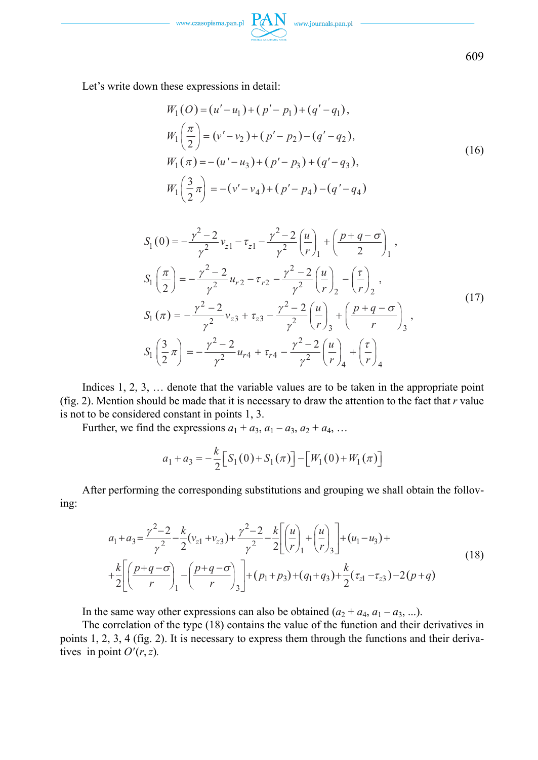Let's write down these expressions in detail:

$$
\begin{aligned}
&W_1(O) = (u' - u_1) + (p' - p_1) + (q' - q_1),\\
&W_1\left(\frac{\pi}{2}\right) = (v' - v_2) + (p' - p_2) - (q' - q_2),\\
&W_1(\pi) = -(u' - u_3) + (p' - p_3) + (q' - q_3),\\
&W_1\left(\frac{3}{2}\pi\right) = -(v' - v_4) + (p' - p_4) - (q' - q_4)
\end{aligned}
\tag{16}
$$

$$
\begin{aligned}
&S_1(0) = -\frac{\gamma^2 - 2}{\gamma^2} v_{z1} - \tau_{z1} - \frac{\gamma^2 - 2}{\gamma^2}\left(\frac{u}{r}\right)_1 + \left(\frac{p + q - \sigma}{2}\right)_1,\\
&S_1\left(\frac{\pi}{2}\right) = -\frac{\gamma^2 - 2}{\gamma^2} u_{r2} - \tau_{r2} - \frac{\gamma^2 - 2}{\gamma^2}\left(\frac{u}{r}\right)_2 - \left(\frac{\tau}{r}\right)_2,\\
&S_1(\pi) = -\frac{\gamma^2 - 2}{\gamma^2} v_{z3} + \tau_{z3} - \frac{\gamma^2 - 2}{\gamma^2}\left(\frac{u}{r}\right)_3 + \left(\frac{p + q - \sigma}{r}\right)_3,\\
&S_1\left(\frac{3}{2}\pi\right) = -\frac{\gamma^2 - 2}{\gamma^2} u_{r4} + \tau_{r4} - \frac{\gamma^2 - 2}{\gamma^2}\left(\frac{u}{r}\right)_4 + \left(\frac{\tau}{r}\right)_4
\end{aligned}
\tag{17}
$$

Indices 1, 2, 3, … denote that the variable values are to be taken in the appropriate point (fig. 2). Mention should be made that it is necessary to draw the attention to the fact that $r$ value is not to be considered constant in points 1, 3.

Further, we find the expressions $a_1 + a_3$, $a_1 - a_3$, $a_2 + a_4$, …

$$
a_1 + a_3 = -\frac{k}{2}\left[S_1(0) + S_1(\pi)\right] - \left[W_1(0) + W_1(\pi)\right]
$$

After performing the corresponding substitutions and grouping we shall obtain the following:

$$
\begin{aligned}
a_1 + a_3 = &\frac{\gamma^2 - 2}{\gamma^2}\frac{k}{2}(v_{z1} + v_{z3}) + \frac{\gamma^2 - 2}{\gamma^2}\frac{k}{2}\left[\left(\frac{u}{r}\right)_1 + \left(\frac{u}{r}\right)_3\right] + (u_1 - u_3) +\\
&+\frac{k}{2}\left[\left(\frac{p + q - \sigma}{r}\right)_1 - \left(\frac{p + q - \sigma}{r}\right)_3\right] + (p_1 + p_3) + (q_1 + q_3) + \frac{k}{2}(\tau_{z1} - \tau_{z3}) - 2(p + q)
\end{aligned}
\tag{18}
$$

In the same way other expressions can also be obtained ($a_2 + a_4$, $a_1 - a_3$, ...).

The correlation of the type (18) contains the value of the function and their derivatives in points 1, 2, 3, 4 (fig. 2). It is necessary to express them through the functions and their derivatives in point $O'(r, z)$.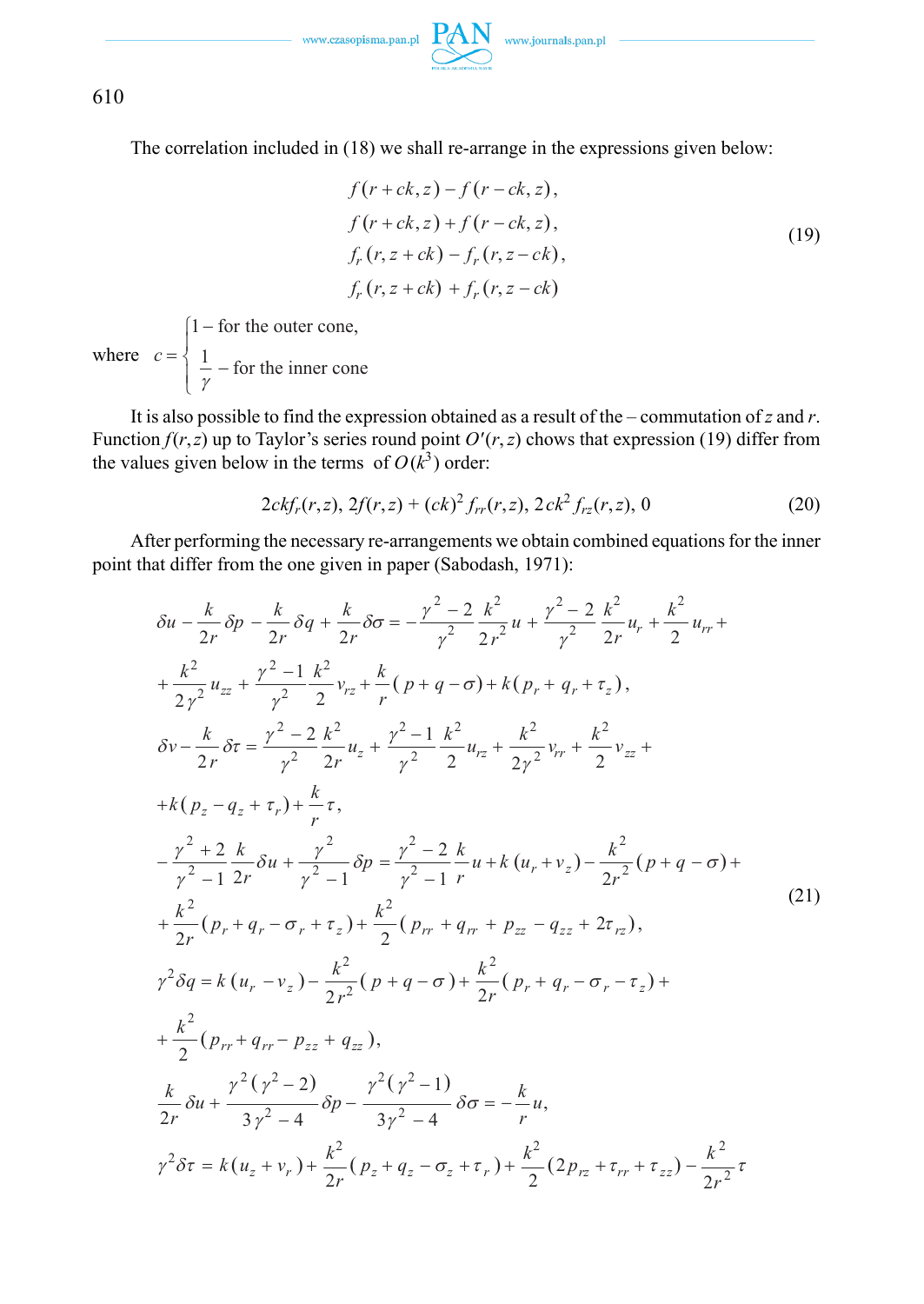The correlation included in (18) we shall re-arrange in the expressions given below:

$$
\begin{aligned}
& f(r+ck,z)-f(r-ck,z), \\
& f(r+ck,z)+f(r-ck,z), \\
& f_r(r,z+ck)-f_r(r,z-ck), \\
& f_r(r,z+ck)+f_r(r,z-ck)
\end{aligned}
\tag{19}
$$

where $c=\begin{cases} 1 - \text{for the outer cone,} \\ \dfrac{1}{\gamma} - \text{for the inner cone} \end{cases}$

It is also possible to find the expression obtained as a result of the – commutation of $z$ and $r$. Function $f(r,z)$ up to Taylor's series round point $O'(r,z)$ chows that expression (19) differ from the values given below in the terms of $O(k^3)$ order:

$$
2ckf_r(r,z),\ 2f(r,z)+(ck)^2 f_{rr}(r,z),\ 2ck^2 f_{rz}(r,z),\ 0 \tag{20}
$$

After performing the necessary re-arrangements we obtain combined equations for the inner point that differ from the one given in paper (Sabodash, 1971):

$$
\begin{aligned}
& \delta u - \frac{k}{2r}\delta p - \frac{k}{2r}\delta q + \frac{k}{2r}\delta\sigma = -\frac{\gamma^2-2}{\gamma^2}\frac{k^2}{2r^2}u + \frac{\gamma^2-2}{\gamma^2}\frac{k^2}{2r}u_r + \frac{k^2}{2}u_{rr} + \\
& + \frac{k^2}{2\gamma^2}u_{zz} + \frac{\gamma^2-1}{\gamma^2}\frac{k^2}{2}v_{rz} + \frac{k}{r}(p+q-\sigma) + k(p_r+q_r+\tau_z), \\
& \delta v - \frac{k}{2r}\delta\tau = \frac{\gamma^2-2}{\gamma^2}\frac{k^2}{2r}u_z + \frac{\gamma^2-1}{\gamma^2}\frac{k^2}{2}u_{rz} + \frac{k^2}{2\gamma^2}v_{rr} + \frac{k^2}{2}v_{zz} + \\
& + k(p_z - q_z + \tau_r) + \frac{k}{r}\tau, \\
& -\frac{\gamma^2+2}{\gamma^2-1}\frac{k}{2r}\delta u + \frac{\gamma^2}{\gamma^2-1}\delta p = \frac{\gamma^2-2}{\gamma^2-1}\frac{k}{r}u + k(u_r+v_z) - \frac{k^2}{2r^2}(p+q-\sigma) + \\
& + \frac{k^2}{2r}(p_r+q_r-\sigma_r+\tau_z) + \frac{k^2}{2}(p_{rr}+q_{rr}+p_{zz}-q_{zz}+2\tau_{rz}), \\
& \gamma^2\delta q = k(u_r - v_z) - \frac{k^2}{2r^2}(p+q-\sigma) + \frac{k^2}{2r}(p_r+q_r-\sigma_r-\tau_z) + \\
& + \frac{k^2}{2}(p_{rr}+q_{rr}-p_{zz}+q_{zz}), \\
& \frac{k}{2r}\delta u + \frac{\gamma^2(\gamma^2-2)}{3\gamma^2-4}\delta p - \frac{\gamma^2(\gamma^2-1)}{3\gamma^2-4}\delta\sigma = -\frac{k}{r}u, \\
& \gamma^2\delta\tau = k(u_z+v_r) + \frac{k^2}{2r}(p_z+q_z-\sigma_z+\tau_r) + \frac{k^2}{2}(2p_{rz}+\tau_{rr}+\tau_{zz}) - \frac{k^2}{2r^2}\tau
\end{aligned}
\tag{21}
$$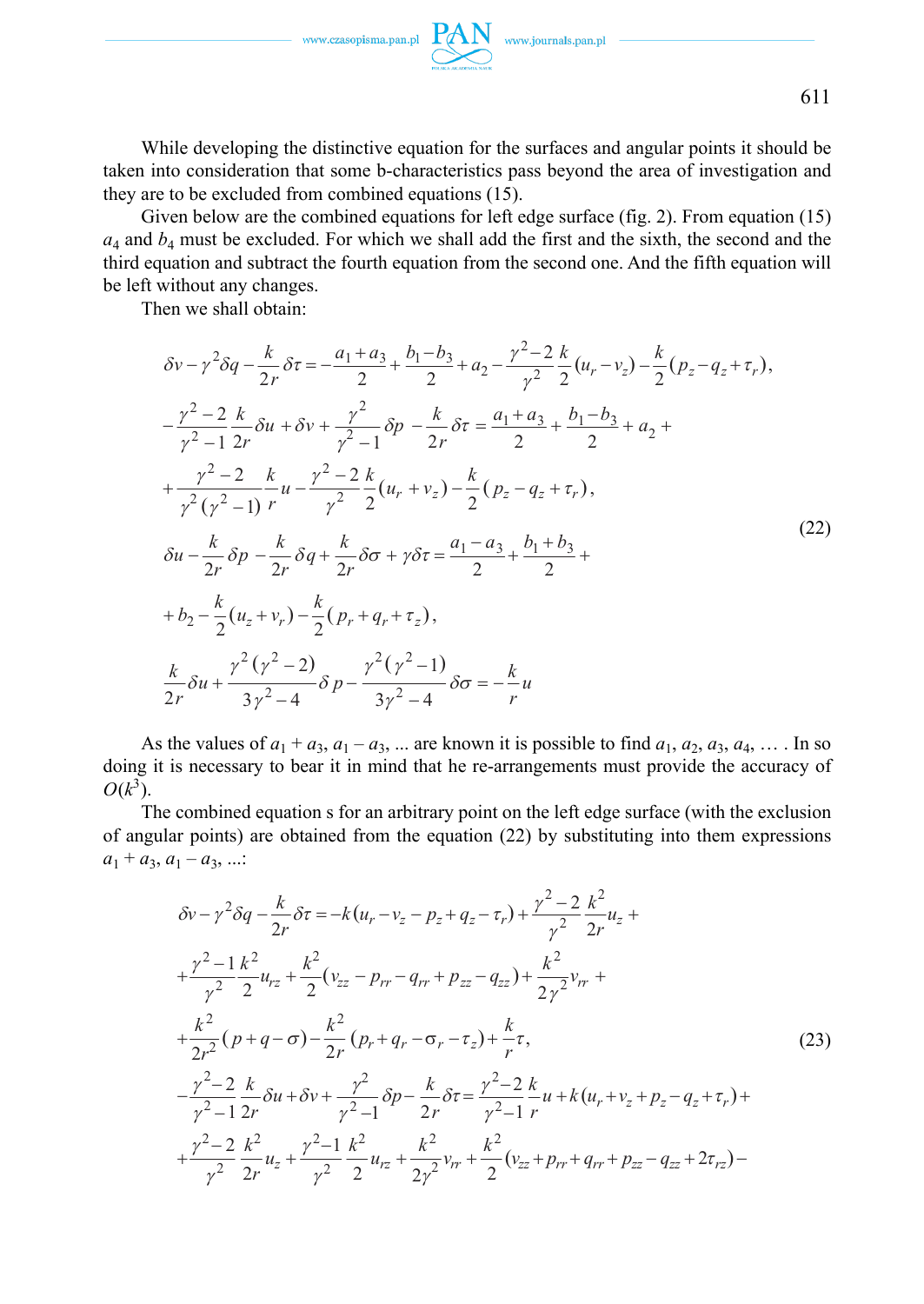While developing the distinctive equation for the surfaces and angular points it should be taken into consideration that some b-characteristics pass beyond the area of investigation and they are to be excluded from combined equations (15).

Given below are the combined equations for left edge surface (fig. 2). From equation (15) $a_4$ and $b_4$ must be excluded. For which we shall add the first and the sixth, the second and the third equation and subtract the fourth equation from the second one. And the fifth equation will be left without any changes.

Then we shall obtain:

$$
\begin{aligned}
&\delta v-\gamma^2\delta q-\frac{k}{2r}\delta\tau=-\frac{a_1+a_3}{2}+\frac{b_1-b_3}{2}+a_2-\frac{\gamma^2-2}{\gamma^2}\frac{k}{2}(u_r-v_z)-\frac{k}{2}(p_z-q_z+\tau_r),\\
&-\frac{\gamma^2-2}{\gamma^2-1}\frac{k}{2r}\delta u+\delta v+\frac{\gamma^2}{\gamma^2-1}\delta p-\frac{k}{2r}\delta\tau=\frac{a_1+a_3}{2}+\frac{b_1-b_3}{2}+a_2+\\
&+\frac{\gamma^2-2}{\gamma^2(\gamma^2-1)}\frac{k}{r}u-\frac{\gamma^2-2}{\gamma^2}\frac{k}{2}(u_r+v_z)-\frac{k}{2}(p_z-q_z+\tau_r),\\
&\delta u-\frac{k}{2r}\delta p-\frac{k}{2r}\delta q+\frac{k}{2r}\delta\sigma+\gamma\delta\tau=\frac{a_1-a_3}{2}+\frac{b_1+b_3}{2}+\\
&+b_2-\frac{k}{2}(u_z+v_r)-\frac{k}{2}(p_r+q_r+\tau_z),\\
&\frac{k}{2r}\delta u+\frac{\gamma^2(\gamma^2-2)}{3\gamma^2-4}\delta p-\frac{\gamma^2(\gamma^2-1)}{3\gamma^2-4}\delta\sigma=-\frac{k}{r}u
\end{aligned}
\tag{22}
$$

As the values of $a_1+a_3$, $a_1-a_3$, ... are known it is possible to find $a_1$, $a_2$, $a_3$, $a_4$, … . In so doing it is necessary to bear it in mind that he re-arrangements must provide the accuracy of $O(k^3)$.

The combined equation s for an arbitrary point on the left edge surface (with the exclusion of angular points) are obtained from the equation (22) by substituting into them expressions $a_1+a_3$, $a_1-a_3$, ...:

$$
\begin{aligned}
&\delta v-\gamma^2\delta q-\frac{k}{2r}\delta\tau=-k(u_r-v_z-p_z+q_z-\tau_r)+\frac{\gamma^2-2}{\gamma^2}\frac{k^2}{2r}u_z+\\
&+\frac{\gamma^2-1}{\gamma^2}\frac{k^2}{2}u_{rz}+\frac{k^2}{2}(v_{zz}-p_{rr}-q_{rr}+p_{zz}-q_{zz})+\frac{k^2}{2\gamma^2}v_{rr}+\\
&+\frac{k^2}{2r^2}(p+q-\sigma)-\frac{k^2}{2r}(p_r+q_r-\sigma_r-\tau_z)+\frac{k}{r}\tau,\\
&-\frac{\gamma^2-2}{\gamma^2-1}\frac{k}{2r}\delta u+\delta v+\frac{\gamma^2}{\gamma^2-1}\delta p-\frac{k}{2r}\delta\tau=\frac{\gamma^2-2}{\gamma^2-1}\frac{k}{r}u+k(u_r+v_z+p_z-q_z+\tau_r)+\\
&+\frac{\gamma^2-2}{\gamma^2}\frac{k^2}{2r}u_z+\frac{\gamma^2-1}{\gamma^2}\frac{k^2}{2}u_{rz}+\frac{k^2}{2\gamma^2}v_{rr}+\frac{k^2}{2}(v_{zz}+p_{rr}+q_{rr}+p_{zz}-q_{zz}+2\tau_{rz})-
\end{aligned}
\tag{23}
$$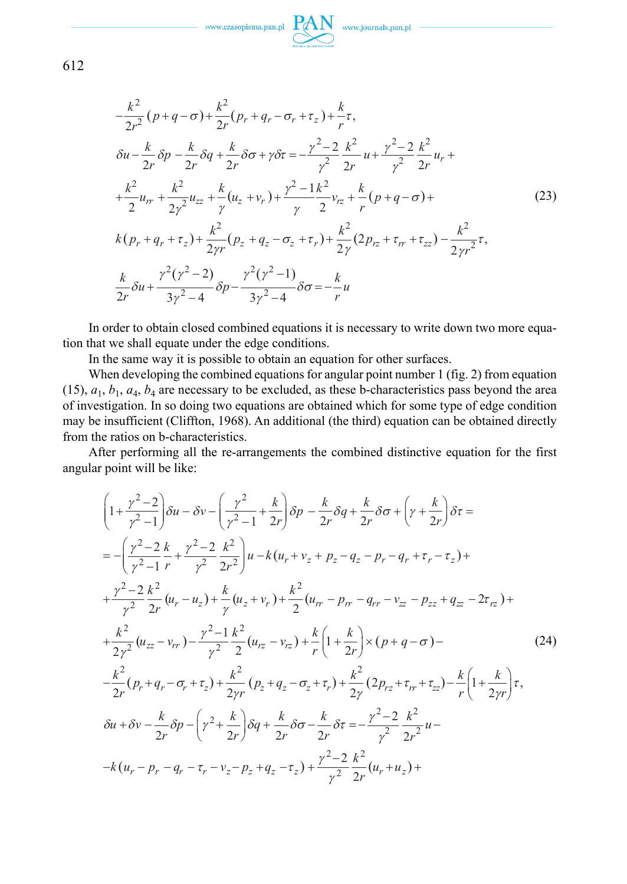$$
\begin{aligned}
&-\frac{k^2}{2r^2}(p+q-\sigma)+\frac{k^2}{2r}(p_r+q_r-\sigma_r+\tau_z)+\frac{k}{r}\tau,\\
&\delta u-\frac{k}{2r}\delta p-\frac{k}{2r}\delta q+\frac{k}{2r}\delta\sigma+\gamma\delta\tau=-\frac{\gamma^2-2}{\gamma^2}\frac{k^2}{2r}u+\frac{\gamma^2-2}{\gamma^2}\frac{k^2}{2r}u_r+\\
&+\frac{k^2}{2}u_{rr}+\frac{k^2}{2\gamma^2}u_{zz}+\frac{k}{\gamma}(u_z+v_r)+\frac{\gamma^2-1}{\gamma}\frac{k^2}{2}v_{rz}+\frac{k}{r}(p+q-\sigma)+\\
&k(p_r+q_r+\tau_z)+\frac{k^2}{2\gamma r}(p_z+q_z-\sigma_z+\tau_r)+\frac{k^2}{2\gamma}(2p_{rz}+\tau_{rr}+\tau_{zz})-\frac{k^2}{2\gamma r^2}\tau,\\
&\frac{k}{2r}\delta u+\frac{\gamma^2(\gamma^2-2)}{3\gamma^2-4}\delta p-\frac{\gamma^2(\gamma^2-1)}{3\gamma^2-4}\delta\sigma=-\frac{k}{r}u
\end{aligned}
\tag{23}
$$

In order to obtain closed combined equations it is necessary to write down two more equation that we shall equate under the edge conditions.

In the same way it is possible to obtain an equation for other surfaces.

When developing the combined equations for angular point number 1 (fig. 2) from equation (15), $a_1$, $b_1$, $a_4$, $b_4$ are necessary to be excluded, as these b-characteristics pass beyond the area of investigation. In so doing two equations are obtained which for some type of edge condition may be insufficient (Cliffton, 1968). An additional (the third) equation can be obtained directly from the ratios on b-characteristics.

After performing all the re-arrangements the combined distinctive equation for the first angular point will be like:

$$
\begin{aligned}
&\left(1+\frac{\gamma^2-2}{\gamma^2-1}\right)\delta u-\delta v-\left(\frac{\gamma^2}{\gamma^2-1}+\frac{k}{2r}\right)\delta p-\frac{k}{2r}\delta q+\frac{k}{2r}\delta\sigma+\left(\gamma+\frac{k}{2r}\right)\delta\tau=\\
&=-\left(\frac{\gamma^2-2}{\gamma^2-1}\frac{k}{r}+\frac{\gamma^2-2}{\gamma^2}\frac{k^2}{2r^2}\right)u-k(u_r+v_z+p_z-q_z-p_r-q_r+\tau_r-\tau_z)+\\
&+\frac{\gamma^2-2}{\gamma^2}\frac{k^2}{2r}(u_r-u_z)+\frac{k}{\gamma}(u_z+v_r)+\frac{k^2}{2}(u_{rr}-p_{rr}-q_{rr}-v_{zz}-p_{zz}+q_{zz}-2\tau_{rz})+\\
&+\frac{k^2}{2\gamma^2}(u_{zz}-v_{rr})-\frac{\gamma^2-1}{\gamma^2}\frac{k^2}{2}(u_{rz}-v_{rz})+\frac{k}{r}\left(1+\frac{k}{2r}\right)\times(p+q-\sigma)-\\
&-\frac{k^2}{2r}(p_r+q_r-\sigma_r+\tau_z)+\frac{k^2}{2\gamma r}(p_z+q_z-\sigma_z+\tau_r)+\frac{k^2}{2\gamma}(2p_{rz}+\tau_{rr}+\tau_{zz})-\frac{k}{r}\left(1+\frac{k}{2\gamma r}\right)\tau,\\
&\delta u+\delta v-\frac{k}{2r}\delta p-\left(\gamma^2+\frac{k}{2r}\right)\delta q+\frac{k}{2r}\delta\sigma-\frac{k}{2r}\delta\tau=-\frac{\gamma^2-2}{\gamma^2}\frac{k^2}{2r^2}u-\\
&-k(u_r-p_r-q_r-\tau_r-v_z-p_z+q_z-\tau_z)+\frac{\gamma^2-2}{\gamma^2}\frac{k^2}{2r}(u_r+u_z)+
\end{aligned}
\tag{24}
$$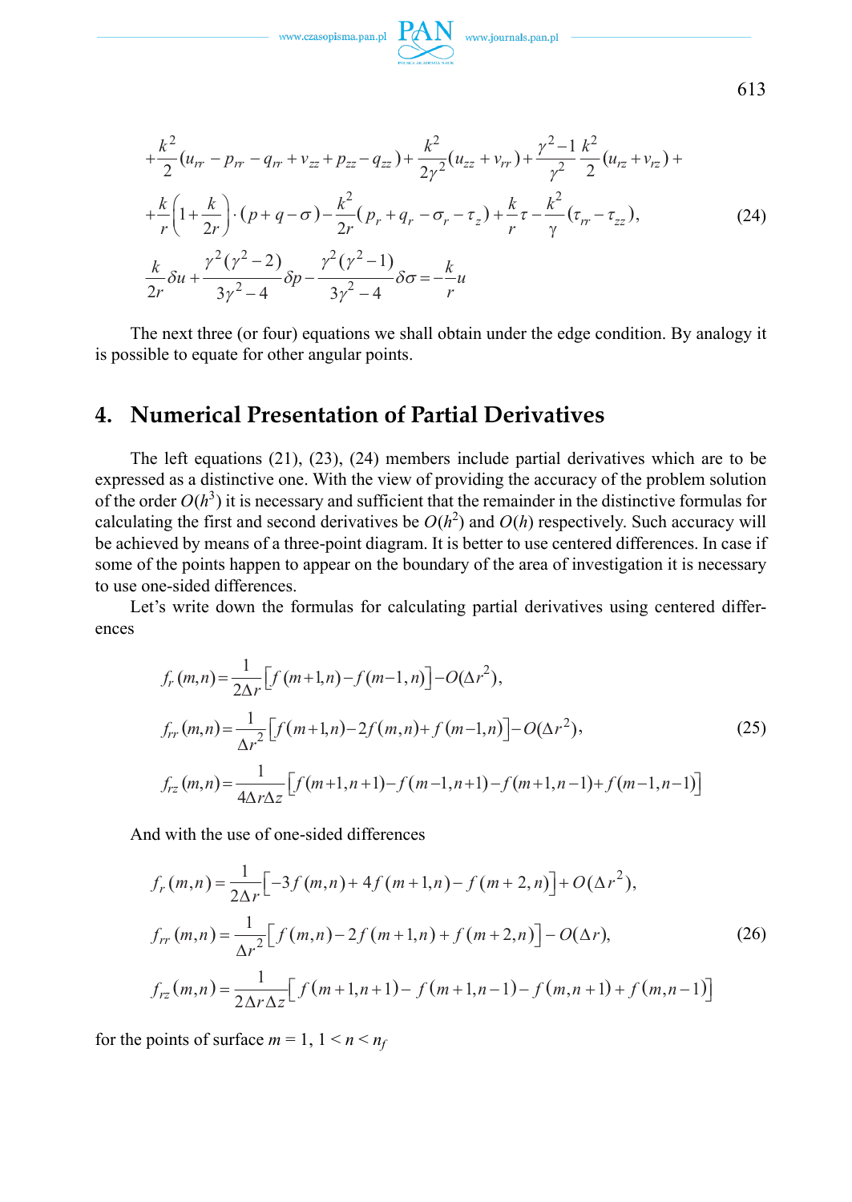$$
\begin{aligned}
&+\frac{k^2}{2}(u_{rr}-p_{rr}-q_{rr}+v_{zz}+p_{zz}-q_{zz})+\frac{k^2}{2\gamma^2}(u_{zz}+v_{rr})+\frac{\gamma^2-1}{\gamma^2}\frac{k^2}{2}(u_{rz}+v_{rz})+\\
&+\frac{k}{r}\left(1+\frac{k}{2r}\right)\cdot(p+q-\sigma)-\frac{k^2}{2r}(p_r+q_r-\sigma_r-\tau_z)+\frac{k}{r}\tau-\frac{k^2}{\gamma}(\tau_{rr}-\tau_{zz}),\\
&\frac{k}{2r}\delta u+\frac{\gamma^2(\gamma^2-2)}{3\gamma^2-4}\delta p-\frac{\gamma^2(\gamma^2-1)}{3\gamma^2-4}\delta\sigma=-\frac{k}{r}u
\end{aligned}
\tag{24}
$$

The next three (or four) equations we shall obtain under the edge condition. By analogy it is possible to equate for other angular points.

## 4. Numerical Presentation of Partial Derivatives

The left equations (21), (23), (24) members include partial derivatives which are to be expressed as a distinctive one. With the view of providing the accuracy of the problem solution of the order $O(h^3)$ it is necessary and sufficient that the remainder in the distinctive formulas for calculating the first and second derivatives be $O(h^2)$ and $O(h)$ respectively. Such accuracy will be achieved by means of a three-point diagram. It is better to use centered differences. In case if some of the points happen to appear on the boundary of the area of investigation it is necessary to use one-sided differences.

Let's write down the formulas for calculating partial derivatives using centered differences

$$
\begin{aligned}
&f_r(m,n)=\frac{1}{2\Delta r}\left[f(m+1,n)-f(m-1,n)\right]-O(\Delta r^2),\\
&f_{rr}(m,n)=\frac{1}{\Delta r^2}\left[f(m+1,n)-2f(m,n)+f(m-1,n)\right]-O(\Delta r^2),\\
&f_{rz}(m,n)=\frac{1}{4\Delta r\Delta z}\left[f(m+1,n+1)-f(m-1,n+1)-f(m+1,n-1)+f(m-1,n-1)\right]
\end{aligned}
\tag{25}
$$

And with the use of one-sided differences

$$
\begin{aligned}
&f_r(m,n)=\frac{1}{2\Delta r}\left[-3f(m,n)+4f(m+1,n)-f(m+2,n)\right]+O(\Delta r^2),\\
&f_{rr}(m,n)=\frac{1}{\Delta r^2}\left[f(m,n)-2f(m+1,n)+f(m+2,n)\right]-O(\Delta r),\\
&f_{rz}(m,n)=\frac{1}{2\Delta r\Delta z}\left[f(m+1,n+1)-f(m+1,n-1)-f(m,n+1)+f(m,n-1)\right]
\end{aligned}
\tag{26}
$$

for the points of surface $m = 1$, $1 < n < n_f$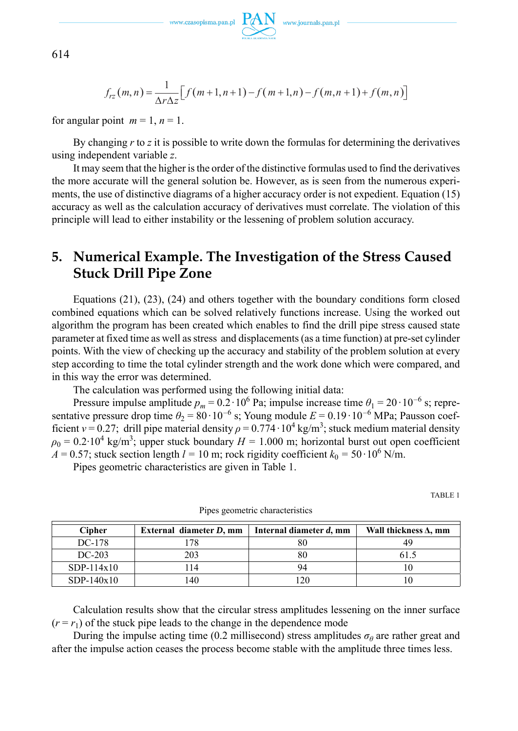$$f_{rz}(m,n) = \frac{1}{\Delta r \Delta z}\left[f(m+1,n+1) - f(m+1,n) - f(m,n+1) + f(m,n)\right]$$

for angular point $m = 1$, $n = 1$.

By changing $r$ to $z$ it is possible to write down the formulas for determining the derivatives using independent variable $z$.

It may seem that the higher is the order of the distinctive formulas used to find the derivatives the more accurate will the general solution be. However, as is seen from the numerous experiments, the use of distinctive diagrams of a higher accuracy order is not expedient. Equation (15) accuracy as well as the calculation accuracy of derivatives must correlate. The violation of this principle will lead to either instability or the lessening of problem solution accuracy.

## 5. Numerical Example. The Investigation of the Stress Caused Stuck Drill Pipe Zone

Equations (21), (23), (24) and others together with the boundary conditions form closed combined equations which can be solved relatively functions increase. Using the worked out algorithm the program has been created which enables to find the drill pipe stress caused state parameter at fixed time as well as stress and displacements (as a time function) at pre-set cylinder points. With the view of checking up the accuracy and stability of the problem solution at every step according to time the total cylinder strength and the work done which were compared, and in this way the error was determined.

The calculation was performed using the following initial data:

Pressure impulse amplitude $p_m = 0.2 \cdot 10^6$ Pa; impulse increase time $\theta_1 = 20 \cdot 10^{-6}$ s; representative pressure drop time $\theta_2 = 80 \cdot 10^{-6}$ s; Young module $E = 0.19 \cdot 10^{-6}$ MPa; Pausson coefficient $\nu = 0.27$; drill pipe material density $\rho = 0.774 \cdot 10^4$ kg/m$^3$; stuck medium material density $\rho_0 = 0.2 \cdot 10^4$ kg/m$^3$; upper stuck boundary $H = 1.000$ m; horizontal burst out open coefficient $A = 0.57$; stuck section length $l = 10$ m; rock rigidity coefficient $k_0 = 50 \cdot 10^6$ N/m.

Pipes geometric characteristics are given in Table 1.

TABLE 1

Pipes geometric characteristics

| Cipher | External diameter $D$, mm | Internal diameter $d$, mm | Wall thickness $\Delta$, mm |
|---|---|---|---|
| DC-178 | 178 | 80 | 49 |
| DC-203 | 203 | 80 | 61.5 |
| SDP-114x10 | 114 | 94 | 10 |
| SDP-140x10 | 140 | 120 | 10 |

Calculation results show that the circular stress amplitudes lessening on the inner surface ($r = r_1$) of the stuck pipe leads to the change in the dependence mode

During the impulse acting time (0.2 millisecond) stress amplitudes $\sigma_\theta$ are rather great and after the impulse action ceases the process become stable with the amplitude three times less.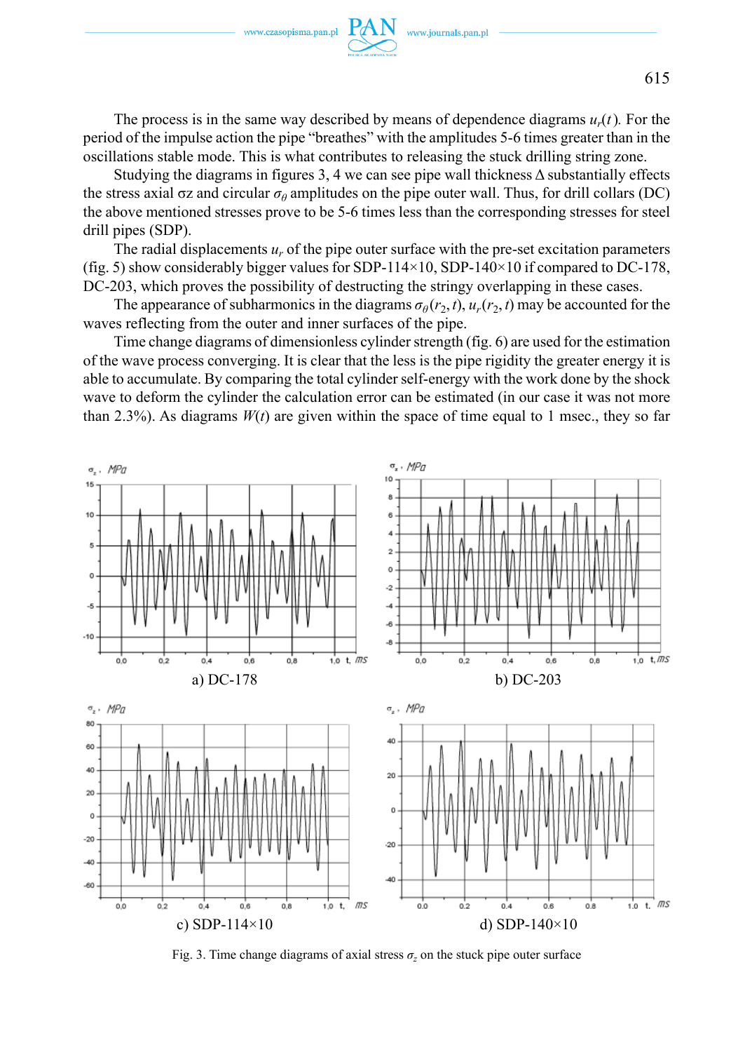The process is in the same way described by means of dependence diagrams $u_r(t)$. For the period of the impulse action the pipe "breathes" with the amplitudes 5-6 times greater than in the oscillations stable mode. This is what contributes to releasing the stuck drilling string zone.

Studying the diagrams in figures 3, 4 we can see pipe wall thickness $\Delta$ substantially effects the stress axial $\sigma z$ and circular $\sigma_\theta$ amplitudes on the pipe outer wall. Thus, for drill collars (DC) the above mentioned stresses prove to be 5-6 times less than the corresponding stresses for steel drill pipes (SDP).

The radial displacements $u_r$ of the pipe outer surface with the pre-set excitation parameters (fig. 5) show considerably bigger values for SDP-114×10, SDP-140×10 if compared to DC-178, DC-203, which proves the possibility of destructing the stringy overlapping in these cases.

The appearance of subharmonics in the diagrams $\sigma_\theta(r_2, t)$, $u_r(r_2, t)$ may be accounted for the waves reflecting from the outer and inner surfaces of the pipe.

Time change diagrams of dimensionless cylinder strength (fig. 6) are used for the estimation of the wave process converging. It is clear that the less is the pipe rigidity the greater energy it is able to accumulate. By comparing the total cylinder self-energy with the work done by the shock wave to deform the cylinder the calculation error can be estimated (in our case it was not more than 2.3%). As diagrams $W(t)$ are given within the space of time equal to 1 msec., they so far

σz, MPa
t, ms

a) DC-178

σz, MPa
t, ms

b) DC-203

σz, MPa
t, ms

c) SDP-114×10

σz, MPa
t, ms

d) SDP-140×10

Fig. 3. Time change diagrams of axial stress $\sigma_z$ on the stuck pipe outer surface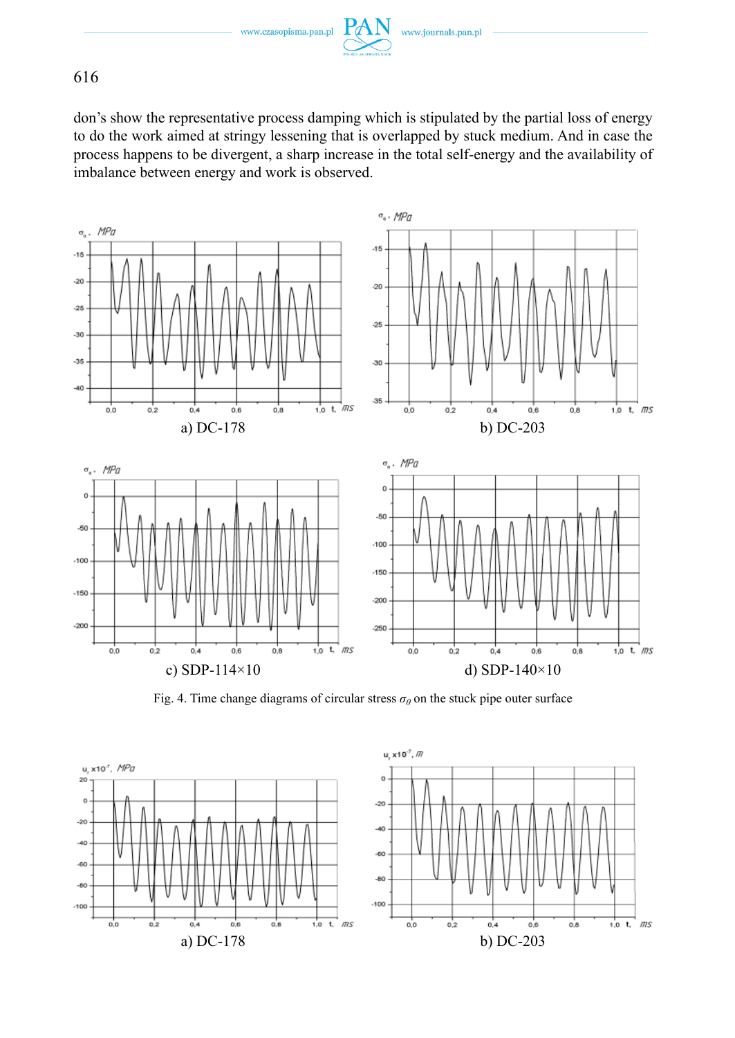don's show the representative process damping which is stipulated by the partial loss of energy to do the work aimed at stringy lessening that is overlapped by stuck medium. And in case the process happens to be divergent, a sharp increase in the total self-energy and the availability of imbalance between energy and work is observed.

σθ, MPa
-15
-20
-25
-30
-35
-40
0,0 0,2 0,4 0,6 0,8 1,0 t, ms

a) DC-178

σθ, MPa
-15
-20
-25
-30
-35
0,0 0,2 0,4 0,6 0,8 1,0 t, ms

b) DC-203

σθ, MPa
0
-50
-100
-150
-200
0,0 0,2 0,4 0,6 0,8 1,0 t, ms

c) SDP-114×10

σθ, MPa
0
-50
-100
-150
-200
-250
0,0 0,2 0,4 0,6 0,8 1,0 t, ms

d) SDP-140×10

Fig. 4. Time change diagrams of circular stress $\sigma_\theta$ on the stuck pipe outer surface

u, x10⁻⁷, MPa
20
0
-20
-40
-60
-80
-100
0,0 0,2 0,4 0,6 0,8 1,0 t, ms

a) DC-178

u, x10⁻⁷, m
0
-20
-40
-60
-80
-100
0,0 0,2 0,4 0,6 0,8 1,0 t, ms

b) DC-203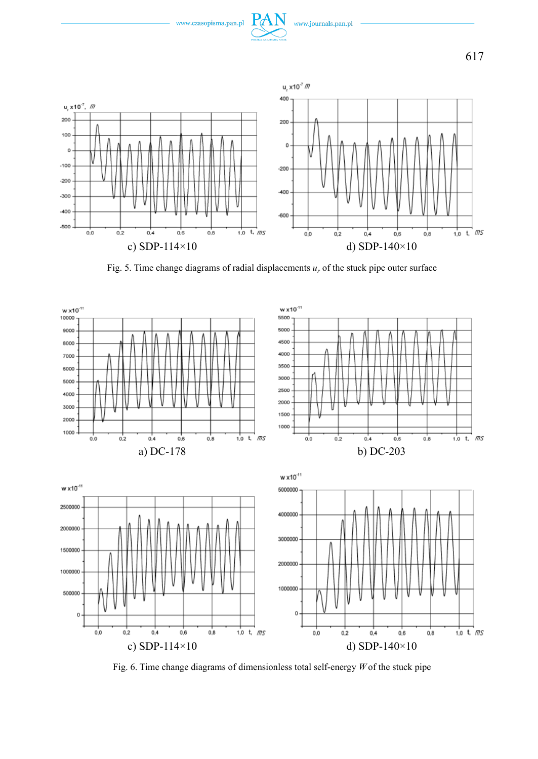$u_r$ x10$^{-7}$, m

200

100

0

-100

-200

-300

-400

-500

0,0 0,2 0,4 0,6 0,8 1,0 t, ms

c) SDP-114×10

$u_r$ x10$^{-7}$ m

400

200

0

-200

-400

-600

0,0 0,2 0,4 0,6 0,8 1,0 t, ms

d) SDP-140×10

Fig. 5. Time change diagrams of radial displacements $u_r$ of the stuck pipe outer surface

w x10$^{-11}$

10000

9000

8000

7000

6000

5000

4000

3000

2000

1000

0,0 0,2 0,4 0,6 0,8 1,0 t, ms

a) DC-178

w x10$^{-11}$

5500

5000

4500

4000

3500

3000

2500

2000

1500

1000

0,0 0,2 0,4 0,6 0,8 1,0 t, ms

b) DC-203

w x10$^{-11}$

2500000

2000000

1500000

1000000

500000

0

0,0 0,2 0,4 0,6 0,8 1,0 t, ms

c) SDP-114×10

w x10$^{-11}$

5000000

4000000

3000000

2000000

1000000

0

0,0 0,2 0,4 0,6 0,8 1,0 t, ms

d) SDP-140×10

Fig. 6. Time change diagrams of dimensionless total self-energy $W$ of the stuck pipe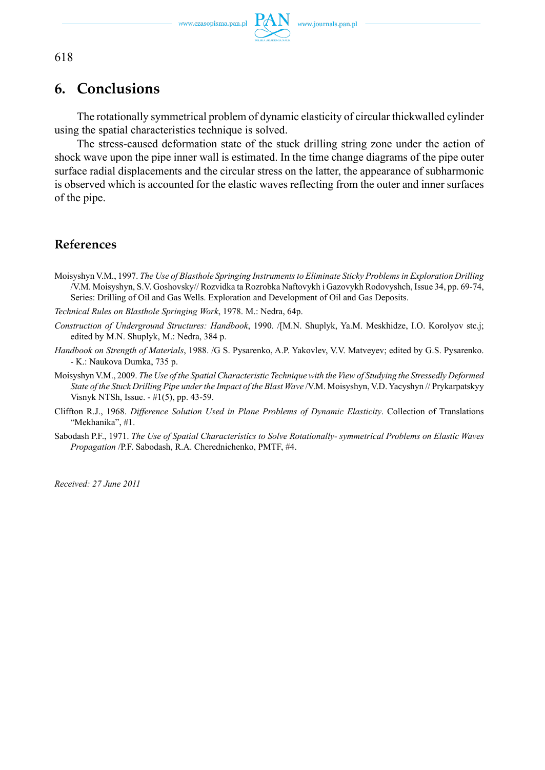## 6. Conclusions

The rotationally symmetrical problem of dynamic elasticity of circular thickwalled cylinder using the spatial characteristics technique is solved.

The stress-caused deformation state of the stuck drilling string zone under the action of shock wave upon the pipe inner wall is estimated. In the time change diagrams of the pipe outer surface radial displacements and the circular stress on the latter, the appearance of subharmonic is observed which is accounted for the elastic waves reflecting from the outer and inner surfaces of the pipe.

## References

Moisyshyn V.M., 1997. *The Use of Blasthole Springing Instruments to Eliminate Sticky Problems in Exploration Drilling* /V.M. Moisyshyn, S.V. Goshovsky// Rozvidka ta Rozrobka Naftovykh i Gazovykh Rodovyshch, Issue 34, pp. 69-74, Series: Drilling of Oil and Gas Wells. Exploration and Development of Oil and Gas Deposits.

*Technical Rules on Blasthole Springing Work*, 1978. M.: Nedra, 64p.

*Construction of Underground Structures: Handbook*, 1990. /[M.N. Shuplyk, Ya.M. Meskhidze, I.O. Korolyov stc.j; edited by M.N. Shuplyk, M.: Nedra, 384 p.

*Handbook on Strength of Materials*, 1988. /G S. Pysarenko, A.P. Yakovlev, V.V. Matveyev; edited by G.S. Pysarenko. - K.: Naukova Dumka, 735 p.

Moisyshyn V.M., 2009. *The Use of the Spatial Characteristic Technique with the View of Studying the Stressedly Deformed State of the Stuck Drilling Pipe under the Impact of the Blast Wave* /V.M. Moisyshyn, V.D. Yacyshyn // Prykarpatskyy Visnyk NTSh, Issue. - #1(5), pp. 43-59.

Cliffton R.J., 1968. *Difference Solution Used in Plane Problems of Dynamic Elasticity*. Collection of Translations "Mekhanika", #1.

Sabodash P.F., 1971. *The Use of Spatial Characteristics to Solve Rotationally- symmetrical Problems on Elastic Waves Propagation* /P.F. Sabodash, R.A. Cherednichenko, PMTF, #4.

*Received: 27 June 2011*